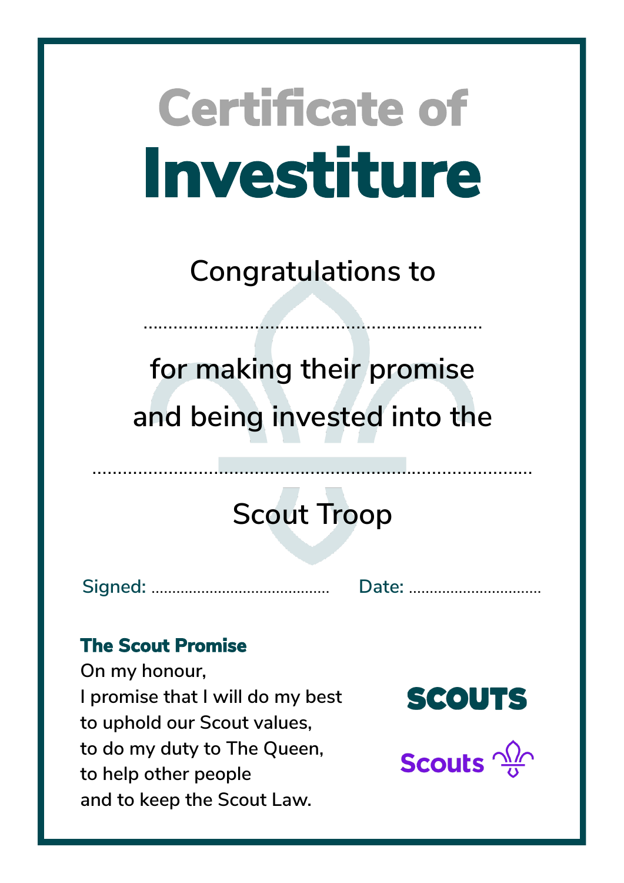# Certificate of
# Investiture

Congratulations to

....................................................................

for making their promise
and being invested into the

........................................................................................

Scout Troop

Signed: ........................................... Date: ................................

**The Scout Promise**

On my honour,
I promise that I will do my best
to uphold our Scout values,
to do my duty to The Queen,
to help other people
and to keep the Scout Law.

SCOUTS

Scouts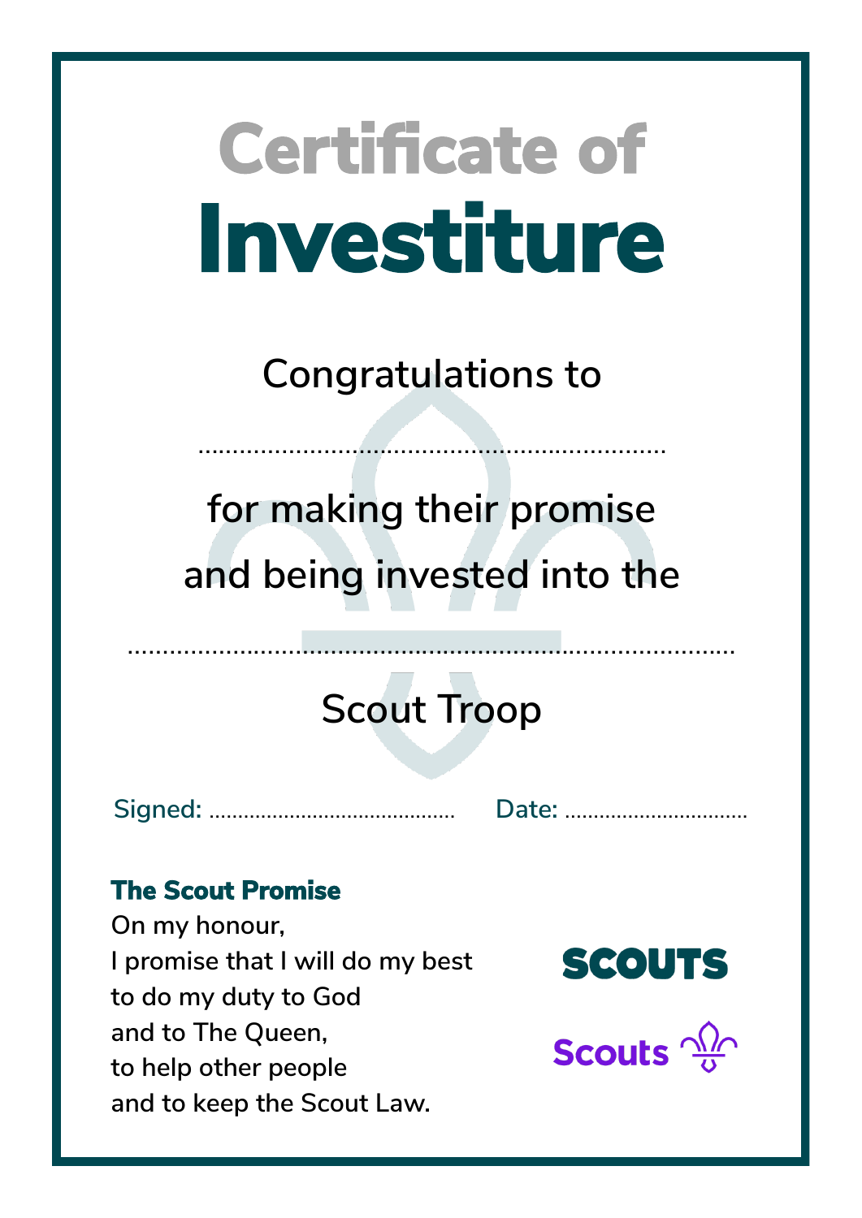# Certificate of Investiture

Congratulations to

..................................................................

for making their promise and being invested into the

.........................................................................................

Scout Troop

Signed: ......................................... Date: ...............................

**The Scout Promise**

On my honour,
I promise that I will do my best
to do my duty to God
and to The Queen,
to help other people
and to keep the Scout Law.

SCOUTS

Scouts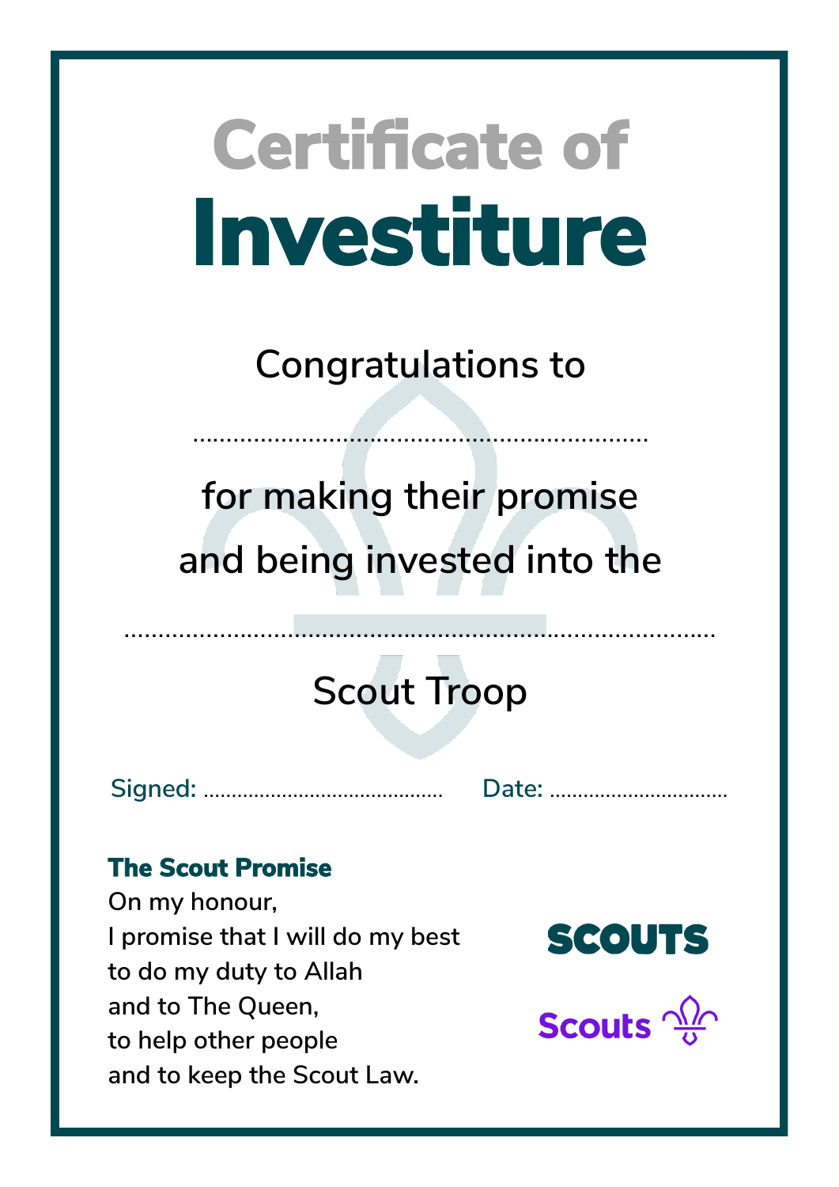# Certificate of Investiture

Congratulations to

...................................................................

for making their promise
and being invested into the

.......................................................................................

Scout Troop

Signed: ........................................... Date: ...............................

**The Scout Promise**

On my honour,
I promise that I will do my best
to do my duty to Allah
and to The Queen,
to help other people
and to keep the Scout Law.

SCOUTS

Scouts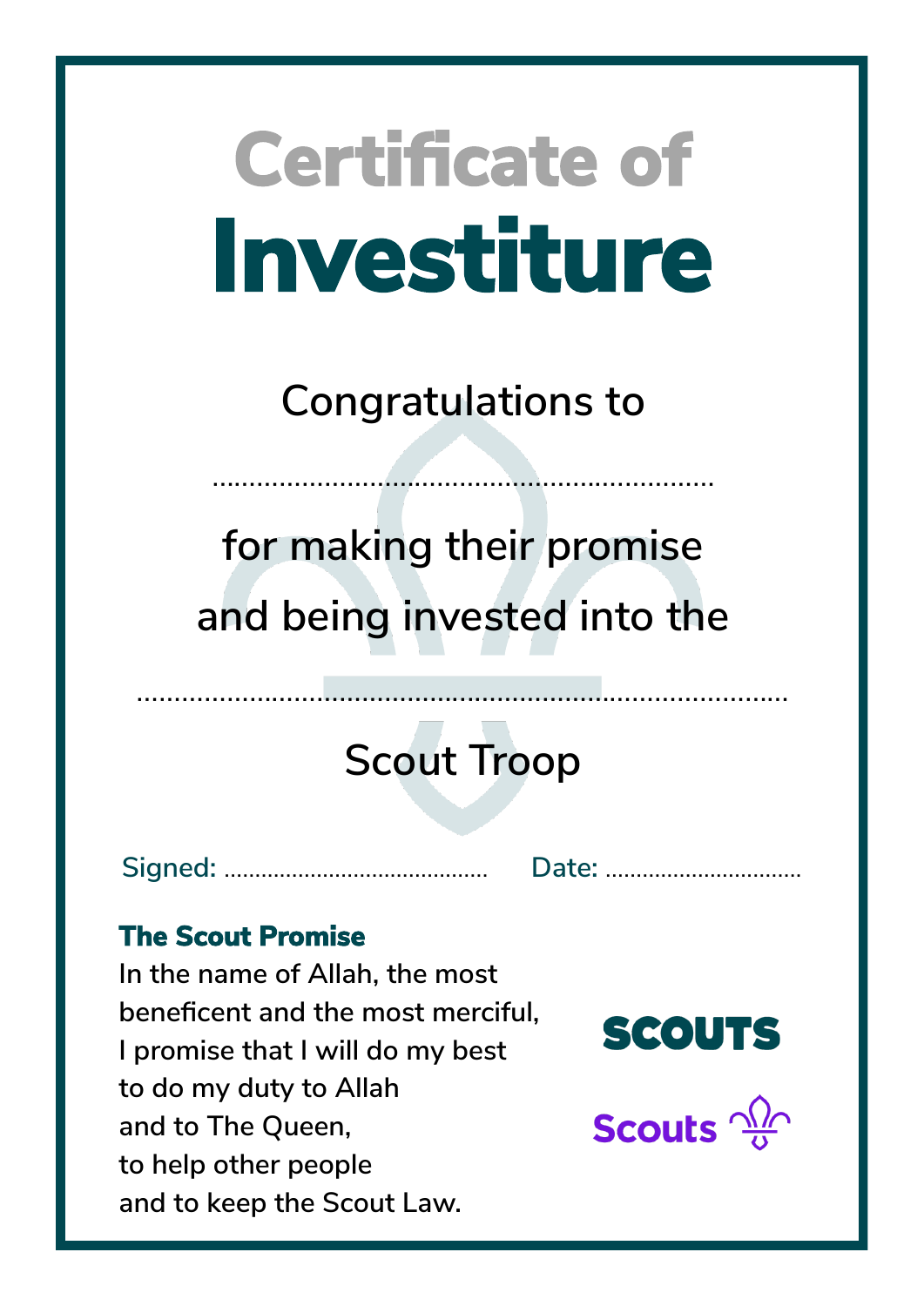# Certificate of Investiture

Congratulations to

....................................................................

for making their promise and being invested into the

......................................................................................

Scout Troop

Signed: ............................................ Date: ................................

### The Scout Promise

In the name of Allah, the most beneficent and the most merciful,
I promise that I will do my best
to do my duty to Allah
and to The Queen,
to help other people
and to keep the Scout Law.

SCOUTS

Scouts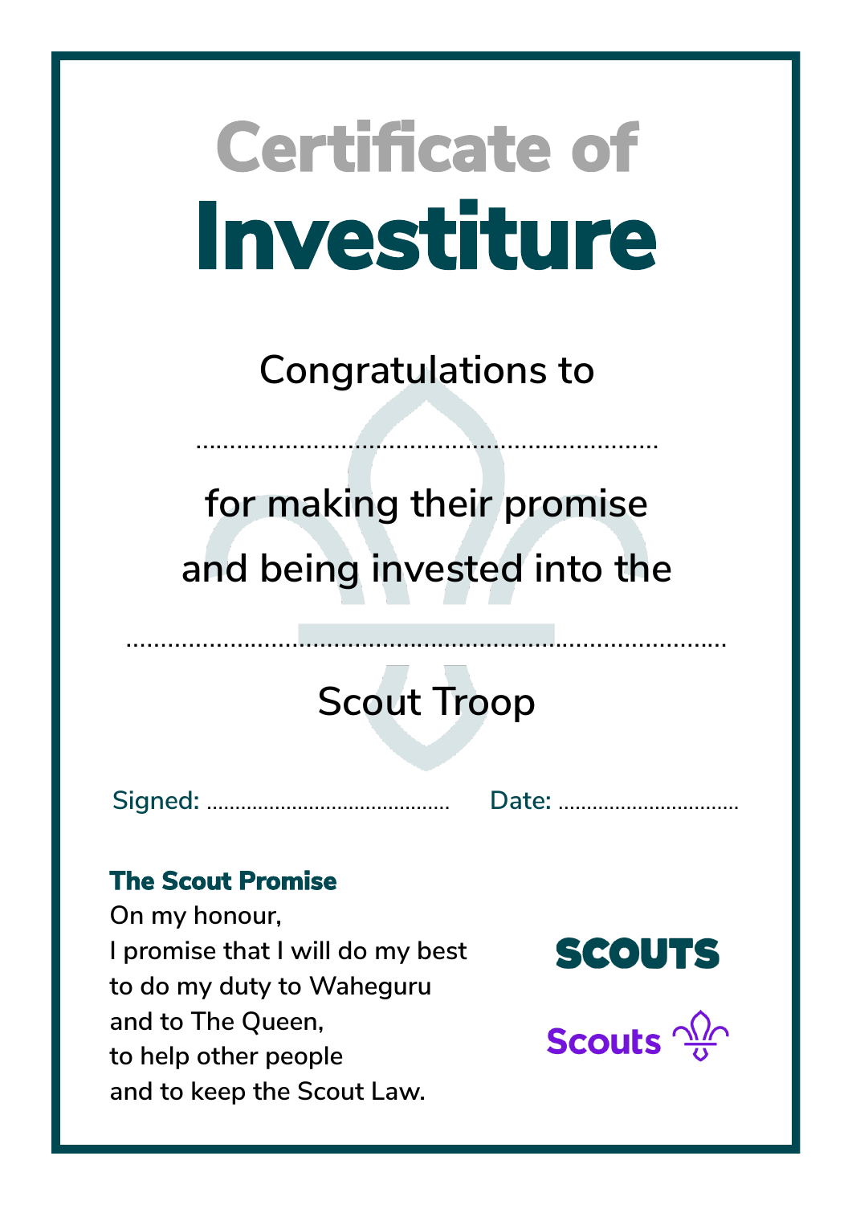# Certificate of Investiture

Congratulations to

......................................................................

for making their promise
and being invested into the

...........................................................................................

Scout Troop

Signed: .............................................. Date: ..................................

**The Scout Promise**

On my honour,
I promise that I will do my best
to do my duty to Waheguru
and to The Queen,
to help other people
and to keep the Scout Law.

SCOUTS

Scouts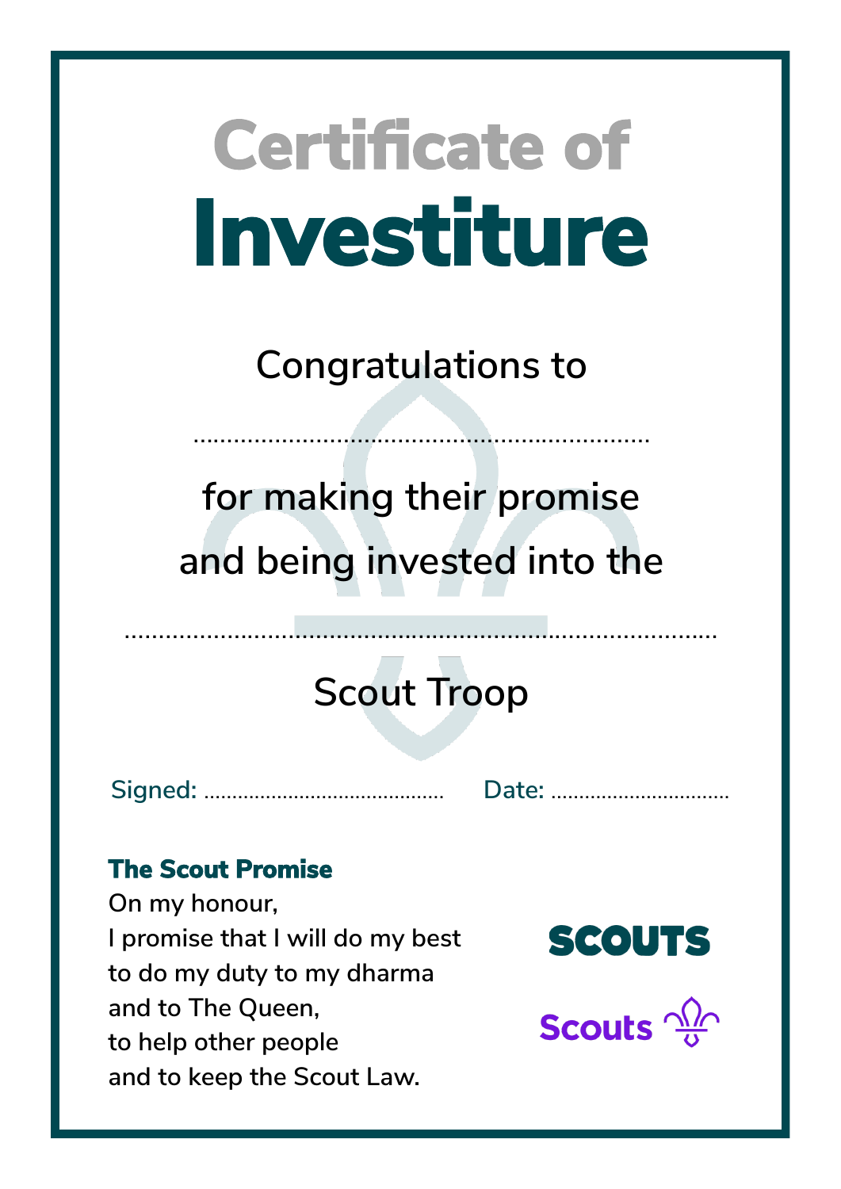# Certificate of Investiture

Congratulations to

..................................................................

for making their promise
and being invested into the

......................................................................................

Scout Troop

Signed: .......................................... Date: ................................

**The Scout Promise**

On my honour,
I promise that I will do my best
to do my duty to my dharma
and to The Queen,
to help other people
and to keep the Scout Law.

SCOUTS

Scouts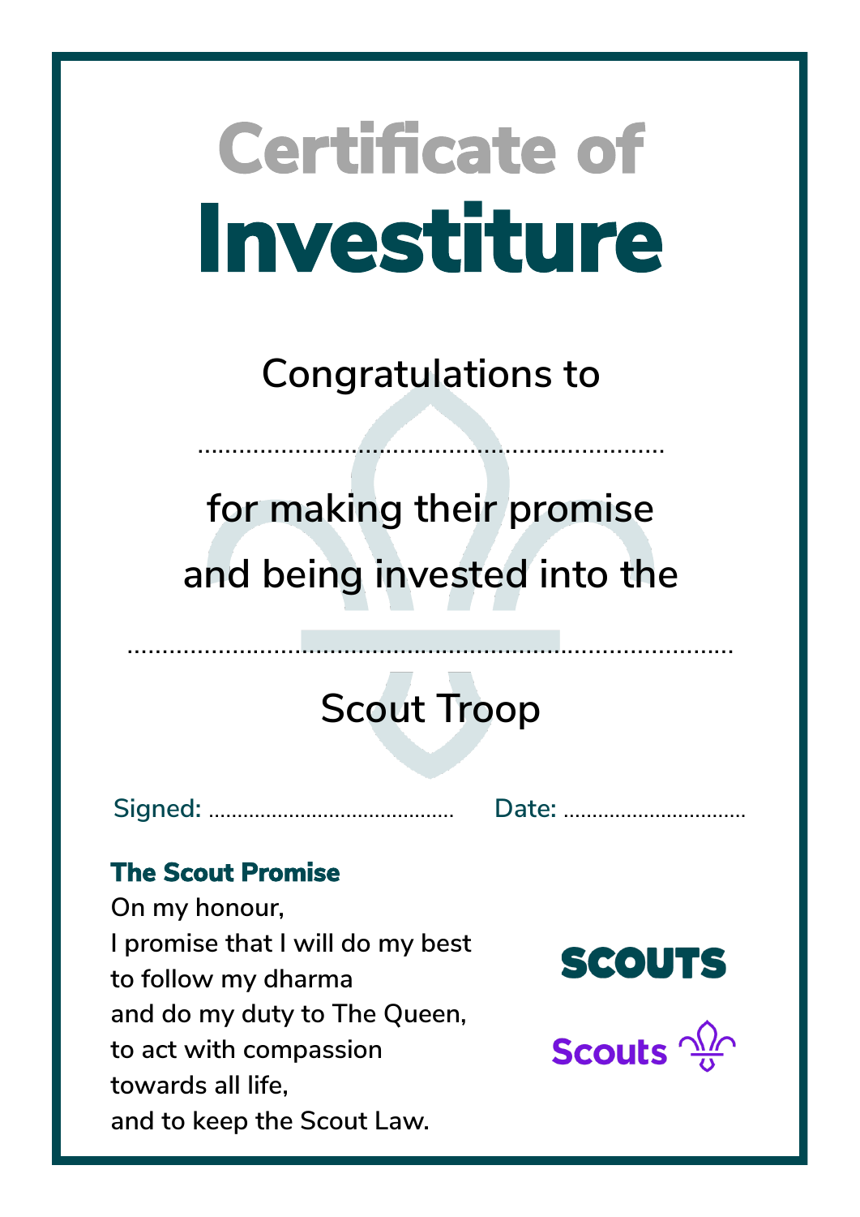# Certificate of Investiture

Congratulations to

....................................................................

for making their promise

and being invested into the

......................................................................................

Scout Troop

Signed: ............................................ Date: ................................

**The Scout Promise**

On my honour,
I promise that I will do my best
to follow my dharma
and do my duty to The Queen,
to act with compassion
towards all life,
and to keep the Scout Law.

SCOUTS

Scouts